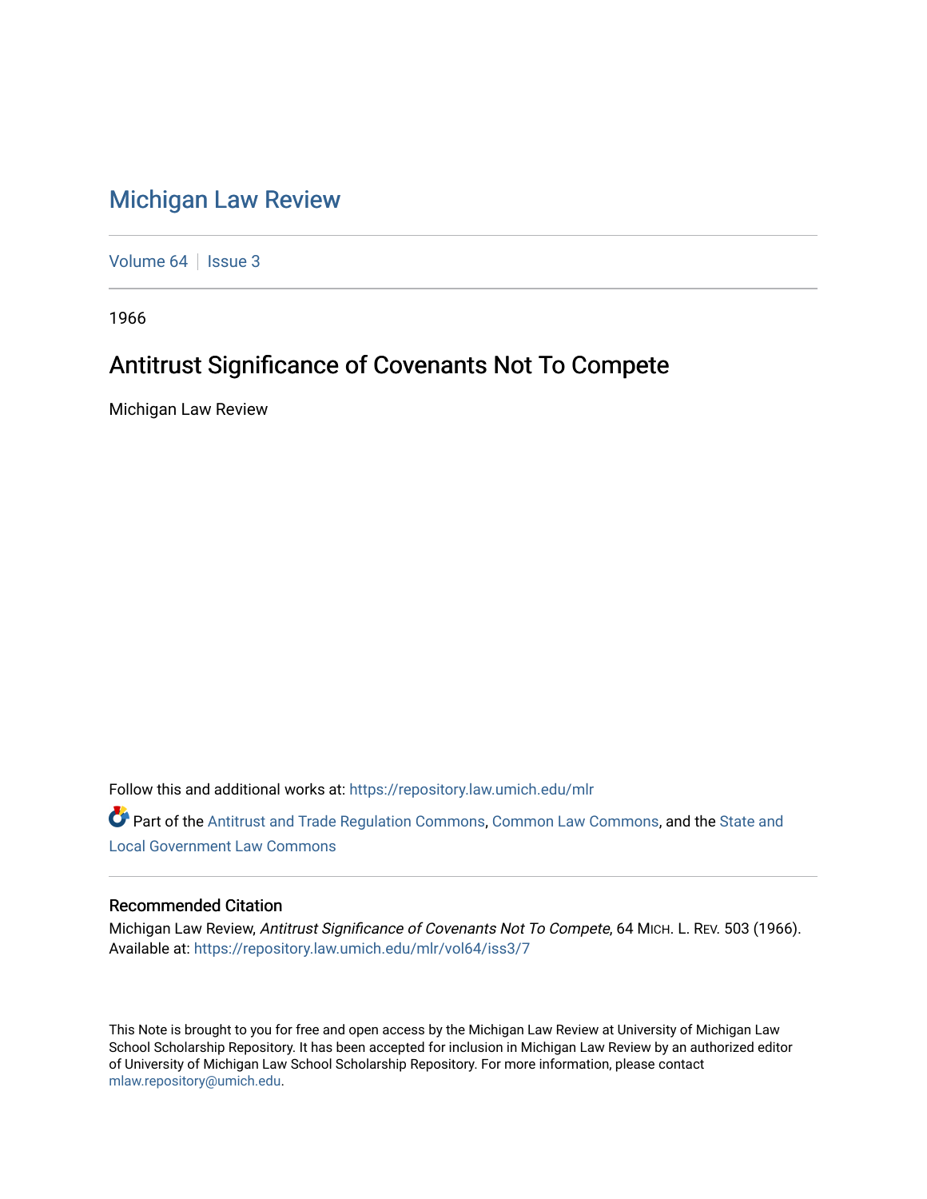# Michigan Law Review

Volume 64 | Issue 3

1966

## Antitrust Significance of Covenants Not To Compete

Michigan Law Review

Follow this and additional works at: https://repository.law.umich.edu/mlr

Part of the Antitrust and Trade Regulation Commons, Common Law Commons, and the State and Local Government Law Commons

### Recommended Citation

Michigan Law Review, *Antitrust Significance of Covenants Not To Compete*, 64 MICH. L. REV. 503 (1966).
Available at: https://repository.law.umich.edu/mlr/vol64/iss3/7

This Note is brought to you for free and open access by the Michigan Law Review at University of Michigan Law School Scholarship Repository. It has been accepted for inclusion in Michigan Law Review by an authorized editor of University of Michigan Law School Scholarship Repository. For more information, please contact mlaw.repository@umich.edu.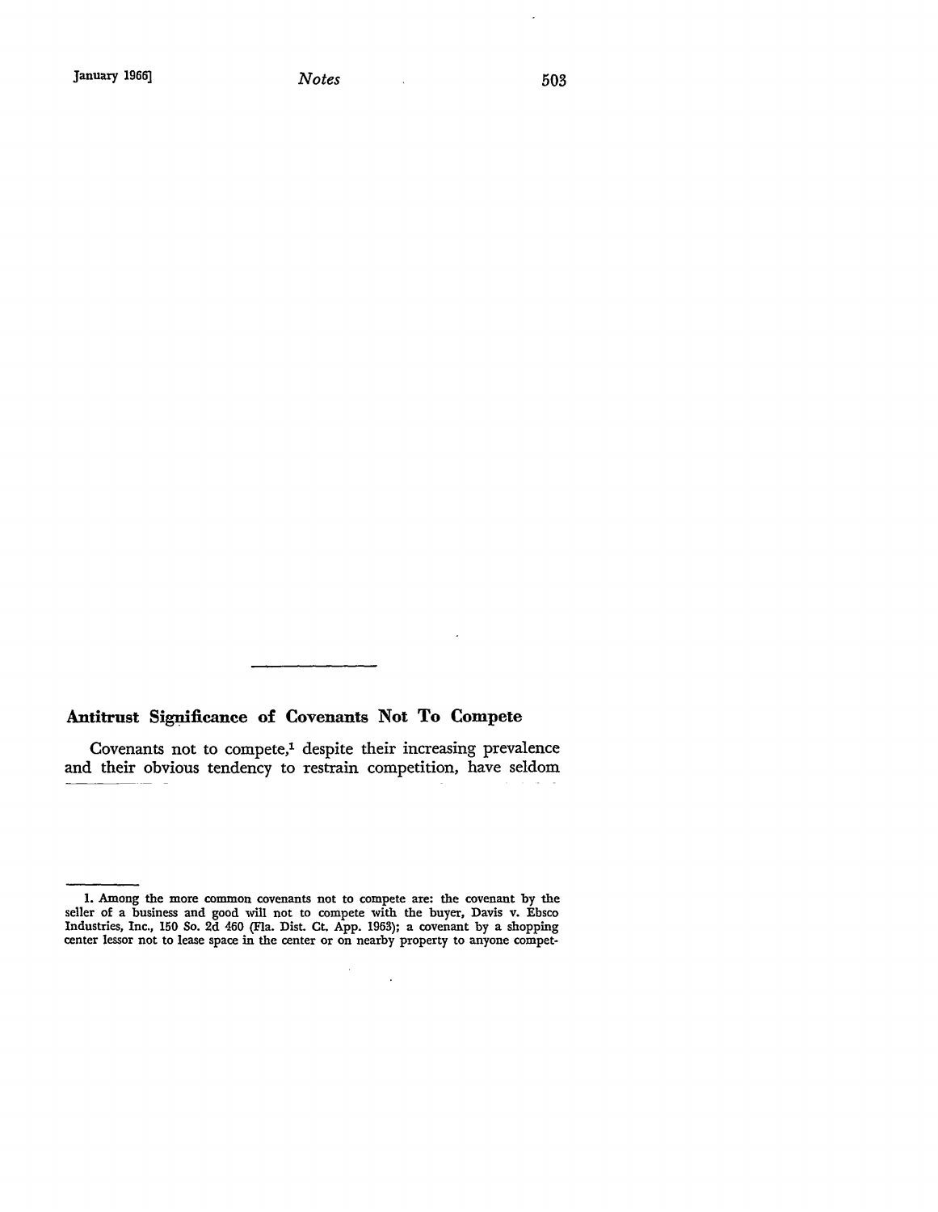## Antitrust Significance of Covenants Not To Compete

Covenants not to compete,[1] despite their increasing prevalence and their obvious tendency to restrain competition, have seldom

---

1. Among the more common covenants not to compete are: the covenant by the seller of a business and good will not to compete with the buyer, Davis v. Ebsco Industries, Inc., 150 So. 2d 460 (Fla. Dist. Ct. App. 1963); a covenant by a shopping center lessor not to lease space in the center or on nearby property to anyone compet-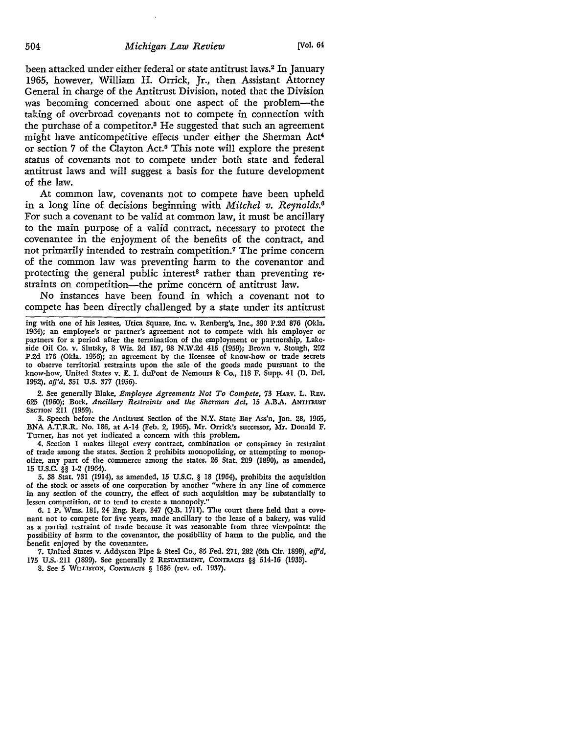been attacked under either federal or state antitrust laws.[2] In January 1965, however, William H. Orrick, Jr., then Assistant Attorney General in charge of the Antitrust Division, noted that the Division was becoming concerned about one aspect of the problem—the taking of overbroad covenants not to compete in connection with the purchase of a competitor.[3] He suggested that such an agreement might have anticompetitive effects under either the Sherman Act[4] or section 7 of the Clayton Act.[5] This note will explore the present status of covenants not to compete under both state and federal antitrust laws and will suggest a basis for the future development of the law.

At common law, covenants not to compete have been upheld in a long line of decisions beginning with *Mitchel v. Reynolds*.[6] For such a covenant to be valid at common law, it must be ancillary to the main purpose of a valid contract, necessary to protect the covenantee in the enjoyment of the benefits of the contract, and not primarily intended to restrain competition.[7] The prime concern of the common law was preventing harm to the covenantor and protecting the general public interest[8] rather than preventing restraints on competition—the prime concern of antitrust law.

No instances have been found in which a covenant not to compete has been directly challenged by a state under its antitrust

---

ing with one of his lessees, Utica Square, Inc. v. Renberg's, Inc., 390 P.2d 876 (Okla. 1964); an employee's or partner's agreement not to compete with his employer or partners for a period after the termination of the employment or partnership, Lakeside Oil Co. v. Slutsky, 8 Wis. 2d 157, 98 N.W.2d 415 (1959); Brown v. Stough, 292 P.2d 176 (Okla. 1956); an agreement by the licensee of know-how or trade secrets to observe territorial restraints upon the sale of the goods made pursuant to the know-how, United States v. E. I. duPont de Nemours & Co., 118 F. Supp. 41 (D. Del. 1952), *aff'd*, 351 U.S. 377 (1956).

2. See generally Blake, *Employee Agreements Not To Compete*, 73 HARV. L. REV. 625 (1960); Bork, *Ancillary Restraints and the Sherman Act*, 15 A.B.A. ANTITRUST SECTION 211 (1959).

3. Speech before the Antitrust Section of the N.Y. State Bar Ass'n, Jan. 28, 1965, BNA A.T.R.R. No. 186, at A-14 (Feb. 2, 1965). Mr. Orrick's successor, Mr. Donald F. Turner, has not yet indicated a concern with this problem.

4. Section 1 makes illegal every contract, combination or conspiracy in restraint of trade among the states. Section 2 prohibits monopolizing, or attempting to monopolize, any part of the commerce among the states. 26 Stat. 209 (1890), as amended, 15 U.S.C. §§ 1-2 (1964).

5. 38 Stat. 731 (1914), as amended, 15 U.S.C. § 18 (1964), prohibits the acquisition of the stock or assets of one corporation by another "where in any line of commerce in any section of the country, the effect of such acquisition may be substantially to lessen competition, or to tend to create a monopoly."

6. 1 P. Wms. 181, 24 Eng. Rep. 347 (Q.B. 1711). The court there held that a covenant not to compete for five years, made ancillary to the lease of a bakery, was valid as a partial restraint of trade because it was reasonable from three viewpoints: the possibility of harm to the covenantor, the possibility of harm to the public, and the benefit enjoyed by the covenantee.

7. United States v. Addyston Pipe & Steel Co., 85 Fed. 271, 282 (6th Cir. 1898), *aff'd*, 175 U.S. 211 (1899). See generally 2 RESTATEMENT, CONTRACTS §§ 514-16 (1933).

8. See 5 WILLISTON, CONTRACTS § 1636 (rev. ed. 1937).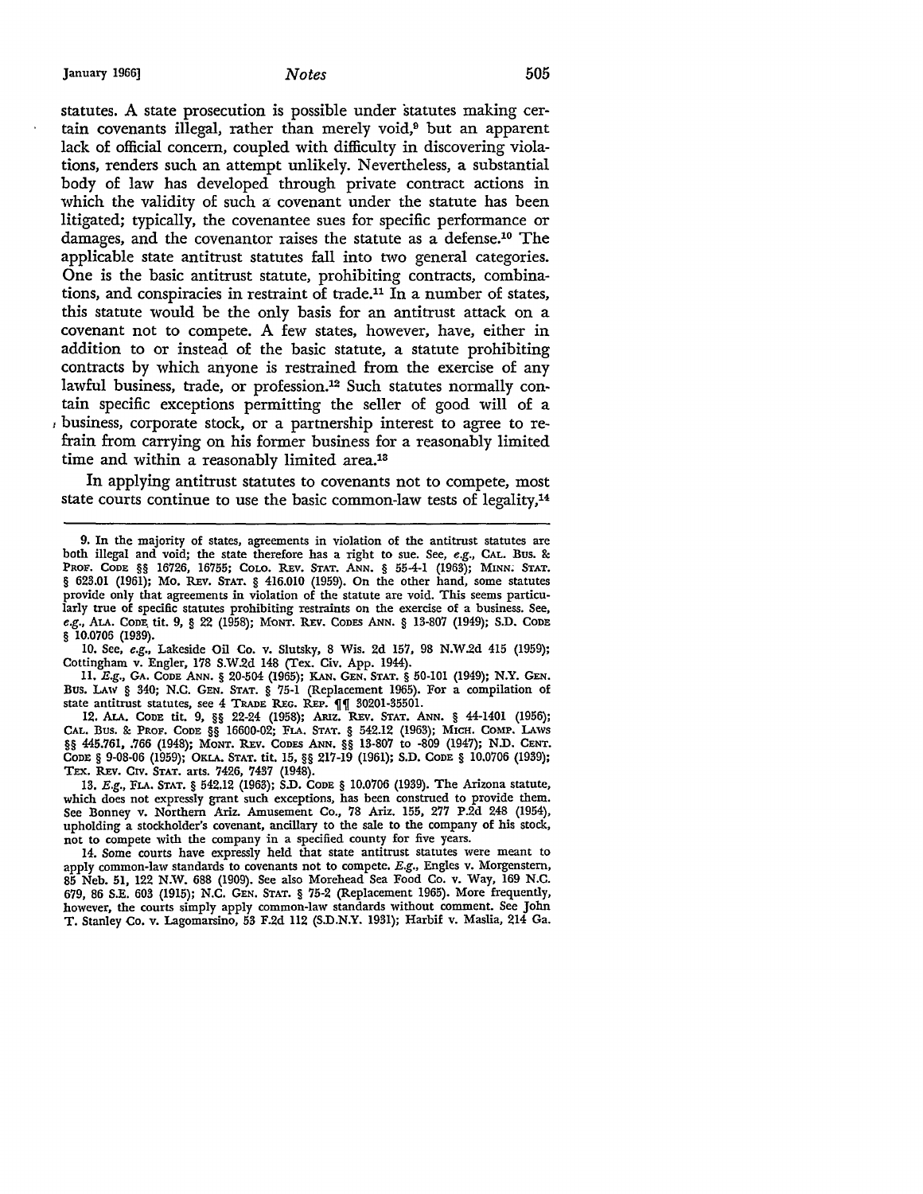statutes. A state prosecution is possible under statutes making certain covenants illegal, rather than merely void,[9] but an apparent lack of official concern, coupled with difficulty in discovering violations, renders such an attempt unlikely. Nevertheless, a substantial body of law has developed through private contract actions in which the validity of such a covenant under the statute has been litigated; typically, the covenantee sues for specific performance or damages, and the covenantor raises the statute as a defense.[10] The applicable state antitrust statutes fall into two general categories. One is the basic antitrust statute, prohibiting contracts, combinations, and conspiracies in restraint of trade.[11] In a number of states, this statute would be the only basis for an antitrust attack on a covenant not to compete. A few states, however, have, either in addition to or instead of the basic statute, a statute prohibiting contracts by which anyone is restrained from the exercise of any lawful business, trade, or profession.[12] Such statutes normally contain specific exceptions permitting the seller of good will of a business, corporate stock, or a partnership interest to agree to refrain from carrying on his former business for a reasonably limited time and within a reasonably limited area.[13]

In applying antitrust statutes to covenants not to compete, most state courts continue to use the basic common-law tests of legality,[14]

---

9. In the majority of states, agreements in violation of the antitrust statutes are both illegal and void; the state therefore has a right to sue. See, *e.g.*, CAL. BUS. & PROF. CODE §§ 16726, 16755; COLO. REV. STAT. ANN. § 55-4-1 (1963); MINN. STAT. § 623.01 (1961); MO. REV. STAT. § 416.010 (1959). On the other hand, some statutes provide only that agreements in violation of the statute are void. This seems particularly true of specific statutes prohibiting restraints on the exercise of a business. See, *e.g.*, ALA. CODE tit. 9, § 22 (1958); MONT. REV. CODES ANN. § 13-807 (1949); S.D. CODE § 10.0706 (1939).

10. See, *e.g.*, Lakeside Oil Co. v. Slutsky, 8 Wis. 2d 157, 98 N.W.2d 415 (1959); Cottingham v. Engler, 178 S.W.2d 148 (Tex. Civ. App. 1944).

11. *E.g.*, GA. CODE ANN. § 20-504 (1965); KAN. GEN. STAT. § 50-101 (1949); N.Y. GEN. BUS. LAW § 340; N.C. GEN. STAT. § 75-1 (Replacement 1965). For a compilation of state antitrust statutes, see 4 TRADE REG. REP. ¶¶ 30201-35501.

12. ALA. CODE tit. 9, §§ 22-24 (1958); ARIZ. REV. STAT. ANN. § 44-1401 (1956); CAL. BUS. & PROF. CODE §§ 16600-02; FLA. STAT. § 542.12 (1963); MICH. COMP. LAWS §§ 445.761, .766 (1948); MONT. REV. CODES ANN. §§ 13-807 to -809 (1947); N.D. CENT. CODE § 9-08-06 (1959); OKLA. STAT. tit. 15, §§ 217-19 (1961); S.D. CODE § 10.0706 (1939); TEX. REV. CIV. STAT. arts. 7426, 7437 (1948).

13. *E.g.*, FLA. STAT. § 542.12 (1963); S.D. CODE § 10.0706 (1939). The Arizona statute, which does not expressly grant such exceptions, has been construed to provide them. See Bonney v. Northern Ariz. Amusement Co., 78 Ariz. 155, 277 P.2d 248 (1954), upholding a stockholder's covenant, ancillary to the sale to the company of his stock, not to compete with the company in a specified county for five years.

14. Some courts have expressly held that state antitrust statutes were meant to apply common-law standards to covenants not to compete. *E.g.*, Engles v. Morgenstern, 85 Neb. 51, 122 N.W. 688 (1909). See also Morehead Sea Food Co. v. Way, 169 N.C. 679, 86 S.E. 603 (1915); N.C. GEN. STAT. § 75-2 (Replacement 1965). More frequently, however, the courts simply apply common-law standards without comment. See John T. Stanley Co. v. Lagomarsino, 53 F.2d 112 (S.D.N.Y. 1931); Harbif v. Maslia, 214 Ga.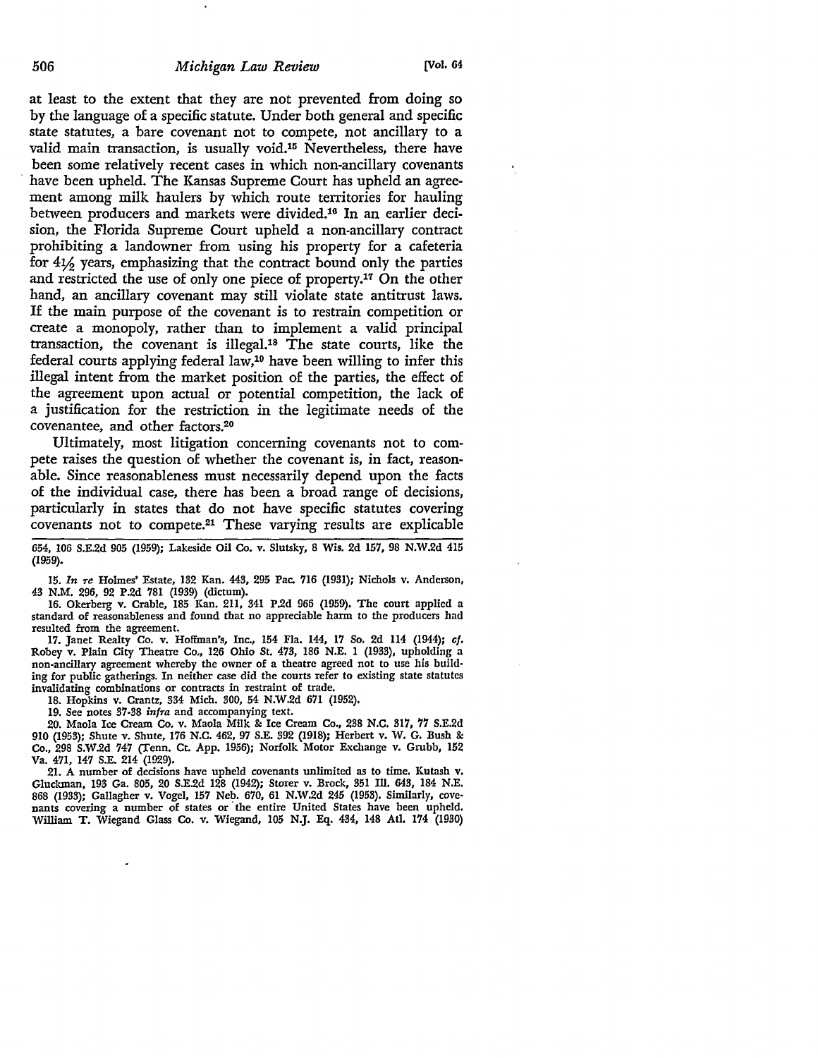at least to the extent that they are not prevented from doing so by the language of a specific statute. Under both general and specific state statutes, a bare covenant not to compete, not ancillary to a valid main transaction, is usually void.[15] Nevertheless, there have been some relatively recent cases in which non-ancillary covenants have been upheld. The Kansas Supreme Court has upheld an agreement among milk haulers by which route territories for hauling between producers and markets were divided.[16] In an earlier decision, the Florida Supreme Court upheld a non-ancillary contract prohibiting a landowner from using his property for a cafeteria for 4½ years, emphasizing that the contract bound only the parties and restricted the use of only one piece of property.[17] On the other hand, an ancillary covenant may still violate state antitrust laws. If the main purpose of the covenant is to restrain competition or create a monopoly, rather than to implement a valid principal transaction, the covenant is illegal.[18] The state courts, like the federal courts applying federal law,[19] have been willing to infer this illegal intent from the market position of the parties, the effect of the agreement upon actual or potential competition, the lack of a justification for the restriction in the legitimate needs of the covenantee, and other factors.[20]

Ultimately, most litigation concerning covenants not to compete raises the question of whether the covenant is, in fact, reasonable. Since reasonableness must necessarily depend upon the facts of the individual case, there has been a broad range of decisions, particularly in states that do not have specific statutes covering covenants not to compete.[21] These varying results are explicable

---

654, 106 S.E.2d 905 (1959); Lakeside Oil Co. v. Slutsky, 8 Wis. 2d 157, 98 N.W.2d 415 (1959).

15. *In re* Holmes' Estate, 132 Kan. 443, 295 Pac. 716 (1931); Nichols v. Anderson, 43 N.M. 296, 92 P.2d 781 (1939) (dictum).

16. Okerberg v. Crable, 185 Kan. 211, 341 P.2d 966 (1959). The court applied a standard of reasonableness and found that no appreciable harm to the producers had resulted from the agreement.

17. Janet Realty Co. v. Hoffman's, Inc., 154 Fla. 144, 17 So. 2d 114 (1944); *cf.* Robey v. Plain City Theatre Co., 126 Ohio St. 473, 186 N.E. 1 (1933), upholding a non-ancillary agreement whereby the owner of a theatre agreed not to use his building for public gatherings. In neither case did the courts refer to existing state statutes invalidating combinations or contracts in restraint of trade.

18. Hopkins v. Crantz, 334 Mich. 300, 54 N.W.2d 671 (1952).

19. See notes 37-38 *infra* and accompanying text.

20. Maola Ice Cream Co. v. Maola Milk & Ice Cream Co., 238 N.C. 317, 77 S.E.2d 910 (1953); Shute v. Shute, 176 N.C. 462, 97 S.E. 392 (1918); Herbert v. W. G. Bush & Co., 298 S.W.2d 747 (Tenn. Ct. App. 1956); Norfolk Motor Exchange v. Grubb, 152 Va. 471, 147 S.E. 214 (1929).

21. A number of decisions have upheld covenants unlimited as to time. Kutash v. Gluckman, 193 Ga. 805, 20 S.E.2d 128 (1942); Storer v. Brock, 351 Ill. 643, 184 N.E. 868 (1933); Gallagher v. Vogel, 157 Neb. 670, 61 N.W.2d 245 (1953). Similarly, covenants covering a number of states or the entire United States have been upheld. William T. Wiegand Glass Co. v. Wiegand, 105 N.J. Eq. 434, 148 Atl. 174 (1930)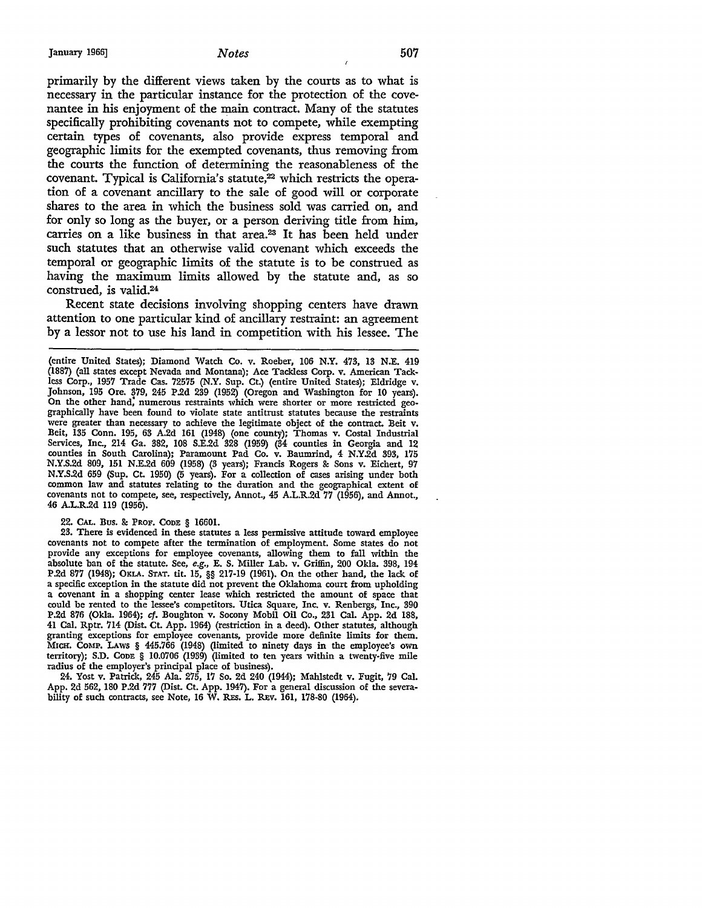primarily by the different views taken by the courts as to what is necessary in the particular instance for the protection of the covenantee in his enjoyment of the main contract. Many of the statutes specifically prohibiting covenants not to compete, while exempting certain types of covenants, also provide express temporal and geographic limits for the exempted covenants, thus removing from the courts the function of determining the reasonableness of the covenant. Typical is California's statute,[22] which restricts the operation of a covenant ancillary to the sale of good will or corporate shares to the area in which the business sold was carried on, and for only so long as the buyer, or a person deriving title from him, carries on a like business in that area.[23] It has been held under such statutes that an otherwise valid covenant which exceeds the temporal or geographic limits of the statute is to be construed as having the maximum limits allowed by the statute and, as so construed, is valid.[24]

Recent state decisions involving shopping centers have drawn attention to one particular kind of ancillary restraint: an agreement by a lessor not to use his land in competition with his lessee. The

---

(entire United States); Diamond Watch Co. v. Roeber, 106 N.Y. 473, 13 N.E. 419 (1887) (all states except Nevada and Montana); Ace Tackless Corp. v. American Tackless Corp., 1957 Trade Cas. 72575 (N.Y. Sup. Ct.) (entire United States); Eldridge v. Johnson, 195 Ore. 379, 245 P.2d 239 (1952) (Oregon and Washington for 10 years). On the other hand, numerous restraints which were shorter or more restricted geographically have been found to violate state antitrust statutes because the restraints were greater than necessary to achieve the legitimate object of the contract. Beit v. Beit, 135 Conn. 195, 63 A.2d 161 (1948) (one county); Thomas v. Costal Industrial Services, Inc., 214 Ga. 382, 108 S.E.2d 328 (1959) (34 counties in Georgia and 12 counties in South Carolina); Paramount Pad Co. v. Baumrind, 4 N.Y.2d 393, 175 N.Y.S.2d 809, 151 N.E.2d 609 (1958) (3 years); Francis Rogers & Sons v. Eichert, 97 N.Y.S.2d 659 (Sup. Ct. 1950) (5 years). For a collection of cases arising under both common law and statutes relating to the duration and the geographical extent of covenants not to compete, see, respectively, Annot., 45 A.L.R.2d 77 (1956), and Annot., 46 A.L.R.2d 119 (1956).

22. CAL. BUS. & PROF. CODE § 16601.

23. There is evidenced in these statutes a less permissive attitude toward employee covenants not to compete after the termination of employment. Some states do not provide any exceptions for employee covenants, allowing them to fall within the absolute ban of the statute. See, *e.g.*, E. S. Miller Lab. v. Griffin, 200 Okla. 398, 194 P.2d 877 (1948); OKLA. STAT. tit. 15, §§ 217-19 (1961). On the other hand, the lack of a specific exception in the statute did not prevent the Oklahoma court from upholding a covenant in a shopping center lease which restricted the amount of space that could be rented to the lessee's competitors. Utica Square, Inc. v. Renbergs, Inc., 390 P.2d 876 (Okla. 1964); *cf.* Boughton v. Socony Mobil Oil Co., 231 Cal. App. 2d 188, 41 Cal. Rptr. 714 (Dist. Ct. App. 1964) (restriction in a deed). Other statutes, although granting exceptions for employee covenants, provide more definite limits for them. MICH. COMP. LAWS § 445.766 (1948) (limited to ninety days in the employee's own territory); S.D. CODE § 10.0706 (1939) (limited to ten years within a twenty-five mile radius of the employer's principal place of business).

24. Yost v. Patrick, 245 Ala. 275, 17 So. 2d 240 (1944); Mahlstedt v. Fugit, 79 Cal. App. 2d 562, 180 P.2d 777 (Dist. Ct. App. 1947). For a general discussion of the severability of such contracts, see Note, 16 W. RES. L. REV. 161, 178-80 (1964).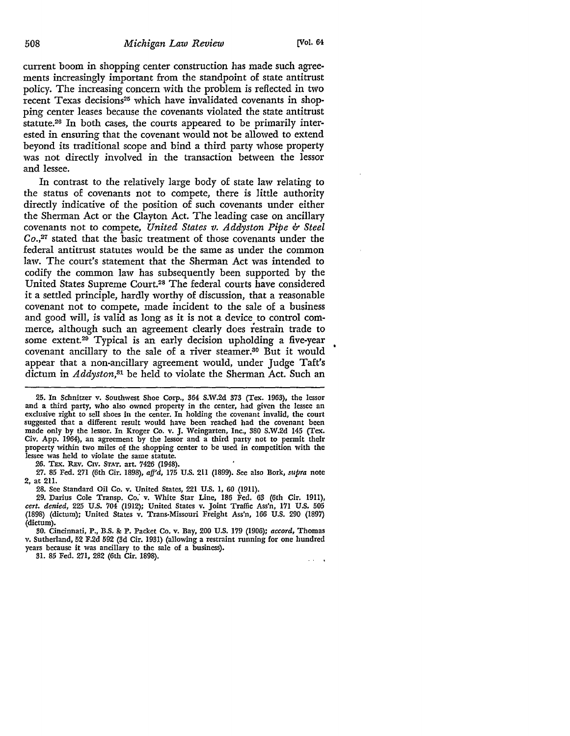current boom in shopping center construction has made such agreements increasingly important from the standpoint of state antitrust policy. The increasing concern with the problem is reflected in two recent Texas decisions[25] which have invalidated covenants in shopping center leases because the covenants violated the state antitrust statute.[26] In both cases, the courts appeared to be primarily interested in ensuring that the covenant would not be allowed to extend beyond its traditional scope and bind a third party whose property was not directly involved in the transaction between the lessor and lessee.

In contrast to the relatively large body of state law relating to the status of covenants not to compete, there is little authority directly indicative of the position of such covenants under either the Sherman Act or the Clayton Act. The leading case on ancillary covenants not to compete, *United States v. Addyston Pipe & Steel Co.*,[27] stated that the basic treatment of those covenants under the federal antitrust statutes would be the same as under the common law. The court's statement that the Sherman Act was intended to codify the common law has subsequently been supported by the United States Supreme Court.[28] The federal courts have considered it a settled principle, hardly worthy of discussion, that a reasonable covenant not to compete, made incident to the sale of a business and good will, is valid as long as it is not a device to control commerce, although such an agreement clearly does restrain trade to some extent.[29] Typical is an early decision upholding a five-year covenant ancillary to the sale of a river steamer.[30] But it would appear that a non-ancillary agreement would, under Judge Taft's dictum in *Addyston*,[31] be held to violate the Sherman Act. Such an

---

25. In Schnitzer v. Southwest Shoe Corp., 364 S.W.2d 373 (Tex. 1963), the lessor and a third party, who also owned property in the center, had given the lessee an exclusive right to sell shoes in the center. In holding the covenant invalid, the court suggested that a different result would have been reached had the covenant been made only by the lessor. In Kroger Co. v. J. Weingarten, Inc., 380 S.W.2d 145 (Tex. Civ. App. 1964), an agreement by the lessor and a third party not to permit their property within two miles of the shopping center to be used in competition with the lessee was held to violate the same statute.

26. TEX. REV. CIV. STAT. art. 7426 (1948).

27. 85 Fed. 271 (6th Cir. 1898), *aff'd*, 175 U.S. 211 (1899). See also Bork, *supra* note 2, at 211.

28. See Standard Oil Co. v. United States, 221 U.S. 1, 60 (1911).

29. Darius Cole Transp. Co. v. White Star Line, 186 Fed. 63 (6th Cir. 1911), *cert. denied*, 225 U.S. 704 (1912); United States v. Joint Traffic Ass'n, 171 U.S. 505 (1898) (dictum); United States v. Trans-Missouri Freight Ass'n, 166 U.S. 290 (1897) (dictum).

30. Cincinnati, P., B.S. & P. Packet Co. v. Bay, 200 U.S. 179 (1906); *accord*, Thomas v. Sutherland, 52 F.2d 592 (3d Cir. 1931) (allowing a restraint running for one hundred years because it was ancillary to the sale of a business).

31. 85 Fed. 271, 282 (6th Cir. 1898).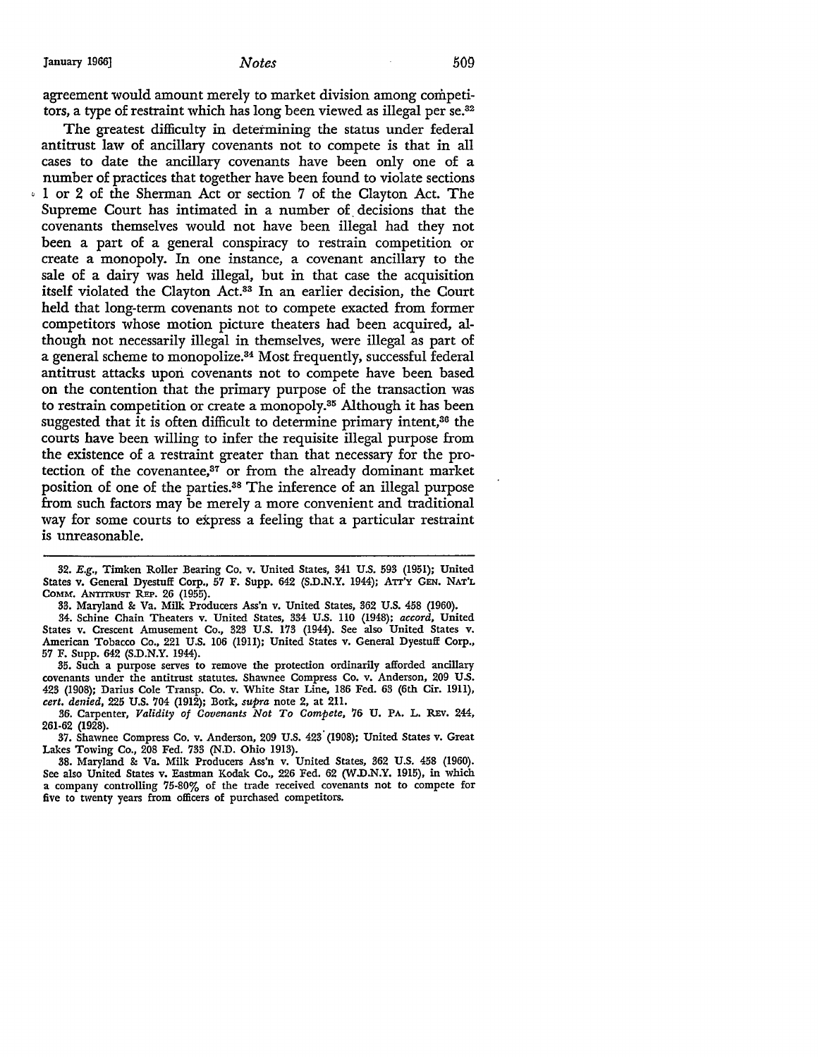agreement would amount merely to market division among competitors, a type of restraint which has long been viewed as illegal per se.[32]

The greatest difficulty in determining the status under federal antitrust law of ancillary covenants not to compete is that in all cases to date the ancillary covenants have been only one of a number of practices that together have been found to violate sections 1 or 2 of the Sherman Act or section 7 of the Clayton Act. The Supreme Court has intimated in a number of decisions that the covenants themselves would not have been illegal had they not been a part of a general conspiracy to restrain competition or create a monopoly. In one instance, a covenant ancillary to the sale of a dairy was held illegal, but in that case the acquisition itself violated the Clayton Act.[33] In an earlier decision, the Court held that long-term covenants not to compete exacted from former competitors whose motion picture theaters had been acquired, although not necessarily illegal in themselves, were illegal as part of a general scheme to monopolize.[34] Most frequently, successful federal antitrust attacks upon covenants not to compete have been based on the contention that the primary purpose of the transaction was to restrain competition or create a monopoly.[35] Although it has been suggested that it is often difficult to determine primary intent,[36] the courts have been willing to infer the requisite illegal purpose from the existence of a restraint greater than that necessary for the protection of the covenantee,[37] or from the already dominant market position of one of the parties.[38] The inference of an illegal purpose from such factors may be merely a more convenient and traditional way for some courts to express a feeling that a particular restraint is unreasonable.

---

32. *E.g.*, Timken Roller Bearing Co. v. United States, 341 U.S. 593 (1951); United States v. General Dyestuff Corp., 57 F. Supp. 642 (S.D.N.Y. 1944); ATT'Y GEN. NAT'L COMM. ANTITRUST REP. 26 (1955).

33. Maryland & Va. Milk Producers Ass'n v. United States, 362 U.S. 458 (1960).

34. Schine Chain Theaters v. United States, 334 U.S. 110 (1948); *accord*, United States v. Crescent Amusement Co., 323 U.S. 173 (1944). See also United States v. American Tobacco Co., 221 U.S. 106 (1911); United States v. General Dyestuff Corp., 57 F. Supp. 642 (S.D.N.Y. 1944).

35. Such a purpose serves to remove the protection ordinarily afforded ancillary covenants under the antitrust statutes. Shawnee Compress Co. v. Anderson, 209 U.S. 423 (1908); Darius Cole Transp. Co. v. White Star Line, 186 Fed. 63 (6th Cir. 1911), *cert. denied*, 225 U.S. 704 (1912); Bork, *supra* note 2, at 211.

36. Carpenter, *Validity of Covenants Not To Compete*, 76 U. PA. L. REV. 244, 261-62 (1928).

37. Shawnee Compress Co. v. Anderson, 209 U.S. 423 (1908); United States v. Great Lakes Towing Co., 208 Fed. 733 (N.D. Ohio 1913).

38. Maryland & Va. Milk Producers Ass'n v. United States, 362 U.S. 458 (1960). See also United States v. Eastman Kodak Co., 226 Fed. 62 (W.D.N.Y. 1915), in which a company controlling 75-80% of the trade received covenants not to compete for five to twenty years from officers of purchased competitors.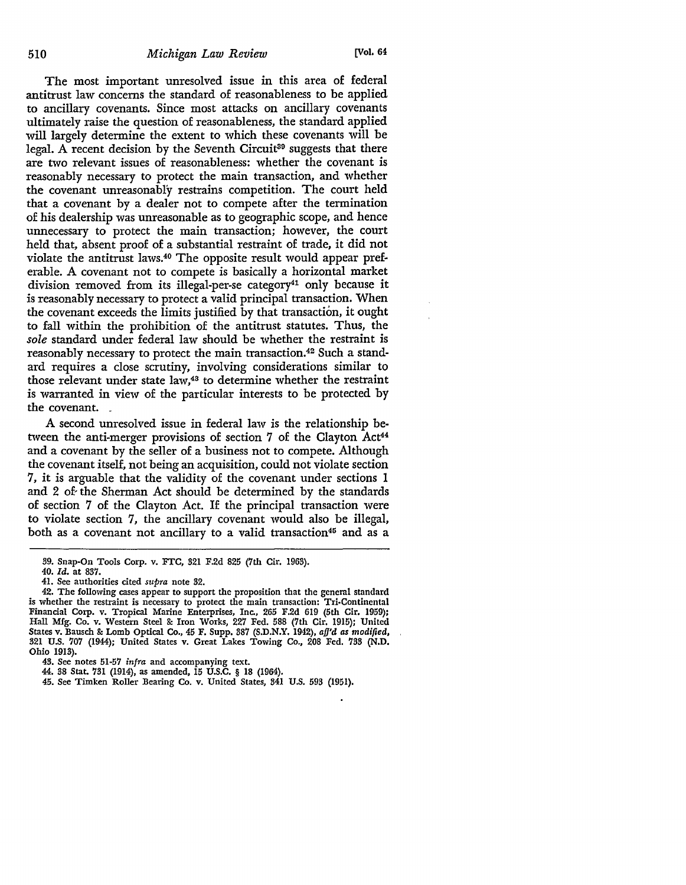The most important unresolved issue in this area of federal antitrust law concerns the standard of reasonableness to be applied to ancillary covenants. Since most attacks on ancillary covenants ultimately raise the question of reasonableness, the standard applied will largely determine the extent to which these covenants will be legal. A recent decision by the Seventh Circuit[39] suggests that there are two relevant issues of reasonableness: whether the covenant is reasonably necessary to protect the main transaction, and whether the covenant unreasonably restrains competition. The court held that a covenant by a dealer not to compete after the termination of his dealership was unreasonable as to geographic scope, and hence unnecessary to protect the main transaction; however, the court held that, absent proof of a substantial restraint of trade, it did not violate the antitrust laws.[40] The opposite result would appear preferable. A covenant not to compete is basically a horizontal market division removed from its illegal-per-se category[41] only because it is reasonably necessary to protect a valid principal transaction. When the covenant exceeds the limits justified by that transaction, it ought to fall within the prohibition of the antitrust statutes. Thus, the *sole* standard under federal law should be whether the restraint is reasonably necessary to protect the main transaction.[42] Such a standard requires a close scrutiny, involving considerations similar to those relevant under state law,[43] to determine whether the restraint is warranted in view of the particular interests to be protected by the covenant.

A second unresolved issue in federal law is the relationship between the anti-merger provisions of section 7 of the Clayton Act[44] and a covenant by the seller of a business not to compete. Although the covenant itself, not being an acquisition, could not violate section 7, it is arguable that the validity of the covenant under sections 1 and 2 of the Sherman Act should be determined by the standards of section 7 of the Clayton Act. If the principal transaction were to violate section 7, the ancillary covenant would also be illegal, both as a covenant not ancillary to a valid transaction[45] and as a

---

39. Snap-On Tools Corp. v. FTC, 321 F.2d 825 (7th Cir. 1963).

40. *Id.* at 837.

41. See authorities cited *supra* note 32.

42. The following cases appear to support the proposition that the general standard is whether the restraint is necessary to protect the main transaction: Tri-Continental Financial Corp. v. Tropical Marine Enterprises, Inc., 265 F.2d 619 (5th Cir. 1959); Hall Mfg. Co. v. Western Steel & Iron Works, 227 Fed. 588 (7th Cir. 1915); United States v. Bausch & Lomb Optical Co., 45 F. Supp. 387 (S.D.N.Y. 1942), *aff'd as modified*, 321 U.S. 707 (1944); United States v. Great Lakes Towing Co., 208 Fed. 733 (N.D. Ohio 1913).

43. See notes 51-57 *infra* and accompanying text.

44. 38 Stat. 731 (1914), as amended, 15 U.S.C. § 18 (1964).

45. See Timken Roller Bearing Co. v. United States, 341 U.S. 593 (1951).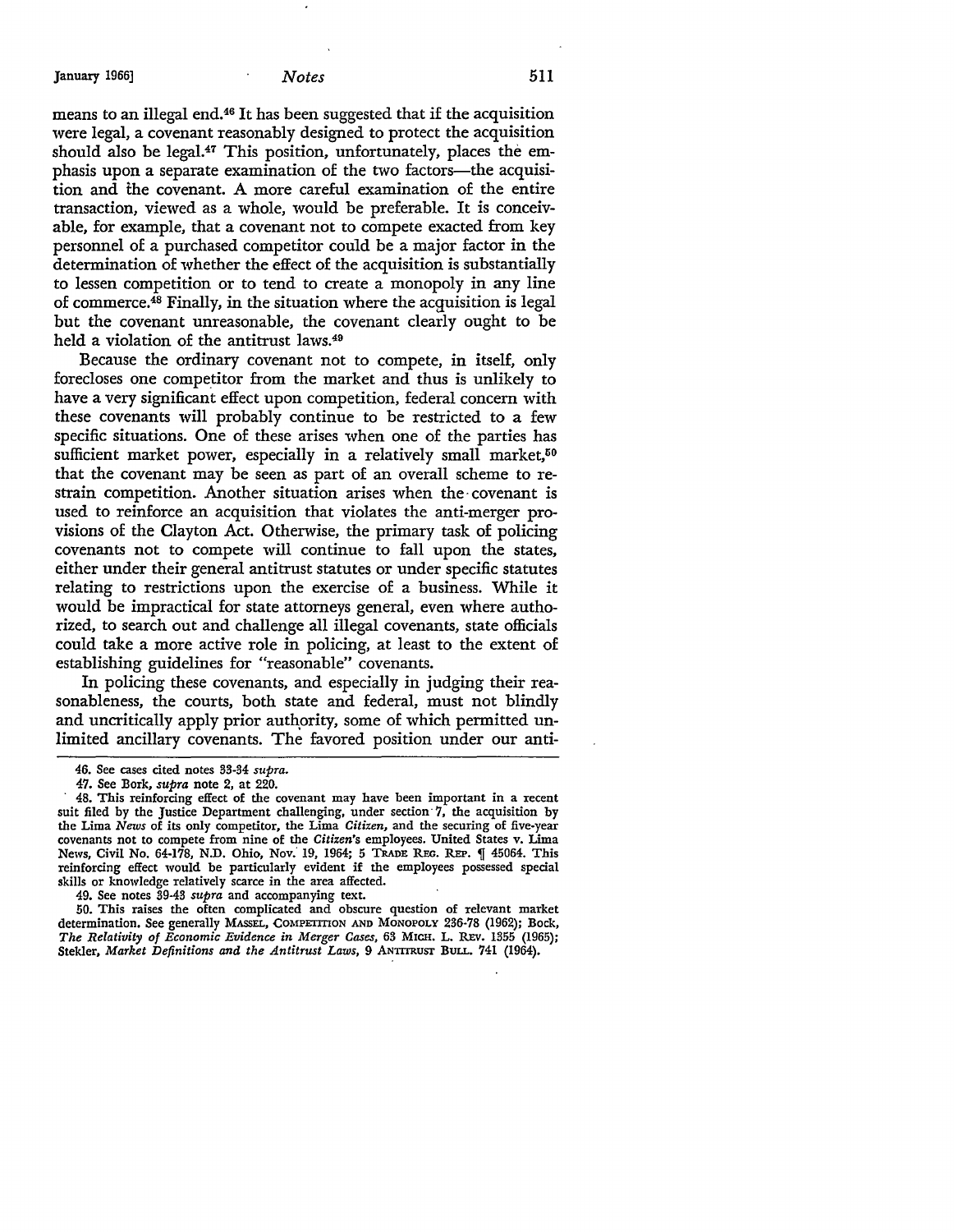means to an illegal end.[46] It has been suggested that if the acquisition were legal, a covenant reasonably designed to protect the acquisition should also be legal.[47] This position, unfortunately, places the emphasis upon a separate examination of the two factors—the acquisition and the covenant. A more careful examination of the entire transaction, viewed as a whole, would be preferable. It is conceivable, for example, that a covenant not to compete exacted from key personnel of a purchased competitor could be a major factor in the determination of whether the effect of the acquisition is substantially to lessen competition or to tend to create a monopoly in any line of commerce.[48] Finally, in the situation where the acquisition is legal but the covenant unreasonable, the covenant clearly ought to be held a violation of the antitrust laws.[49]

Because the ordinary covenant not to compete, in itself, only forecloses one competitor from the market and thus is unlikely to have a very significant effect upon competition, federal concern with these covenants will probably continue to be restricted to a few specific situations. One of these arises when one of the parties has sufficient market power, especially in a relatively small market,[50] that the covenant may be seen as part of an overall scheme to restrain competition. Another situation arises when the covenant is used to reinforce an acquisition that violates the anti-merger provisions of the Clayton Act. Otherwise, the primary task of policing covenants not to compete will continue to fall upon the states, either under their general antitrust statutes or under specific statutes relating to restrictions upon the exercise of a business. While it would be impractical for state attorneys general, even where authorized, to search out and challenge all illegal covenants, state officials could take a more active role in policing, at least to the extent of establishing guidelines for "reasonable" covenants.

In policing these covenants, and especially in judging their reasonableness, the courts, both state and federal, must not blindly and uncritically apply prior authority, some of which permitted unlimited ancillary covenants. The favored position under our anti-

---

46. See cases cited notes 33-34 *supra*.

47. See Bork, *supra* note 2, at 220.

48. This reinforcing effect of the covenant may have been important in a recent suit filed by the Justice Department challenging, under section 7, the acquisition by the Lima *News* of its only competitor, the Lima *Citizen*, and the securing of five-year covenants not to compete from nine of the *Citizen's* employees. United States v. Lima News, Civil No. 64-178, N.D. Ohio, Nov. 19, 1964; 5 TRADE REG. REP. ¶ 45064. This reinforcing effect would be particularly evident if the employees possessed special skills or knowledge relatively scarce in the area affected.

49. See notes 39-43 *supra* and accompanying text.

50. This raises the often complicated and obscure question of relevant market determination. See generally MASSEL, COMPETITION AND MONOPOLY 236-78 (1962); Bock, *The Relativity of Economic Evidence in Merger Cases*, 63 MICH. L. REV. 1355 (1965); Stekler, *Market Definitions and the Antitrust Laws*, 9 ANTITRUST BULL. 741 (1964).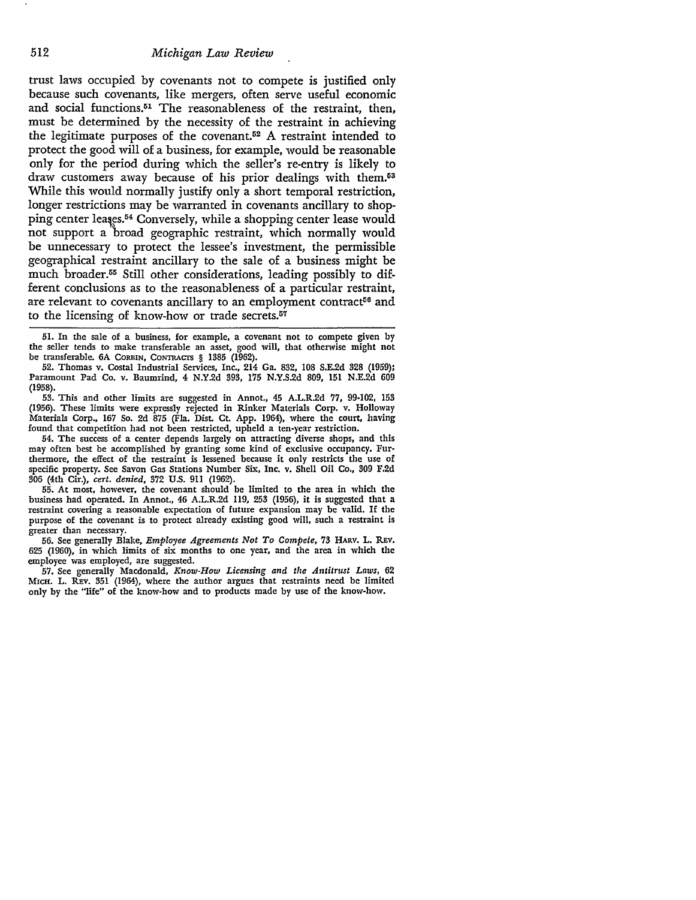trust laws occupied by covenants not to compete is justified only because such covenants, like mergers, often serve useful economic and social functions.[51] The reasonableness of the restraint, then, must be determined by the necessity of the restraint in achieving the legitimate purposes of the covenant.[52] A restraint intended to protect the good will of a business, for example, would be reasonable only for the period during which the seller's re-entry is likely to draw customers away because of his prior dealings with them.[53] While this would normally justify only a short temporal restriction, longer restrictions may be warranted in covenants ancillary to shopping center leases.[54] Conversely, while a shopping center lease would not support a broad geographic restraint, which normally would be unnecessary to protect the lessee's investment, the permissible geographical restraint ancillary to the sale of a business might be much broader.[55] Still other considerations, leading possibly to different conclusions as to the reasonableness of a particular restraint, are relevant to covenants ancillary to an employment contract[56] and to the licensing of know-how or trade secrets.[57]

---

51. In the sale of a business, for example, a covenant not to compete given by the seller tends to make transferable an asset, good will, that otherwise might not be transferable. 6A CORBIN, CONTRACTS § 1385 (1962).

52. Thomas v. Costal Industrial Services, Inc., 214 Ga. 832, 108 S.E.2d 328 (1959); Paramount Pad Co. v. Baumrind, 4 N.Y.2d 393, 175 N.Y.S.2d 809, 151 N.E.2d 609 (1958).

53. This and other limits are suggested in Annot., 45 A.L.R.2d 77, 99-102, 153 (1956). These limits were expressly rejected in Rinker Materials Corp. v. Holloway Materials Corp., 167 So. 2d 875 (Fla. Dist. Ct. App. 1964), where the court, having found that competition had not been restricted, upheld a ten-year restriction.

54. The success of a center depends largely on attracting diverse shops, and this may often best be accomplished by granting some kind of exclusive occupancy. Furthermore, the effect of the restraint is lessened because it only restricts the use of specific property. See Savon Gas Stations Number Six, Inc. v. Shell Oil Co., 309 F.2d 306 (4th Cir.), *cert. denied*, 372 U.S. 911 (1962).

55. At most, however, the covenant should be limited to the area in which the business had operated. In Annot., 46 A.L.R.2d 119, 253 (1956), it is suggested that a restraint covering a reasonable expectation of future expansion may be valid. If the purpose of the covenant is to protect already existing good will, such a restraint is greater than necessary.

56. See generally Blake, *Employee Agreements Not To Compete*, 73 HARV. L. REV. 625 (1960), in which limits of six months to one year, and the area in which the employee was employed, are suggested.

57. See generally Macdonald, *Know-How Licensing and the Antitrust Laws*, 62 MICH. L. REV. 351 (1964), where the author argues that restraints need be limited only by the "life" of the know-how and to products made by use of the know-how.